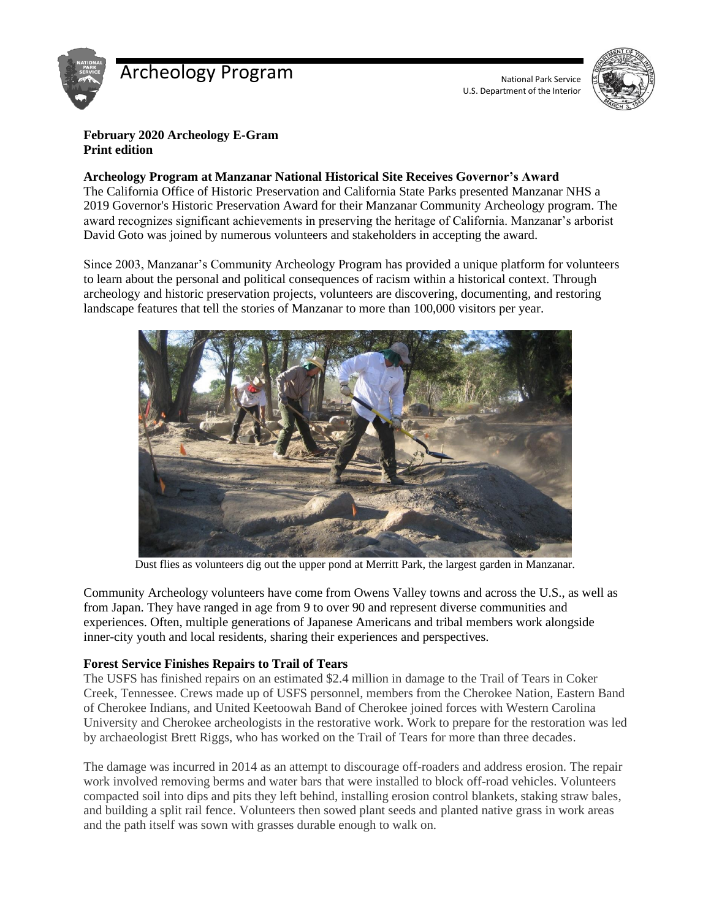# Archeology Program

National Park Service
U.S. Department of the Interior

**February 2020 Archeology E-Gram**
**Print edition**

**Archeology Program at Manzanar National Historical Site Receives Governor's Award**

The California Office of Historic Preservation and California State Parks presented Manzanar NHS a 2019 Governor's Historic Preservation Award for their Manzanar Community Archeology program. The award recognizes significant achievements in preserving the heritage of California. Manzanar's arborist David Goto was joined by numerous volunteers and stakeholders in accepting the award.

Since 2003, Manzanar's Community Archeology Program has provided a unique platform for volunteers to learn about the personal and political consequences of racism within a historical context. Through archeology and historic preservation projects, volunteers are discovering, documenting, and restoring landscape features that tell the stories of Manzanar to more than 100,000 visitors per year.

Dust flies as volunteers dig out the upper pond at Merritt Park, the largest garden in Manzanar.

Community Archeology volunteers have come from Owens Valley towns and across the U.S., as well as from Japan. They have ranged in age from 9 to over 90 and represent diverse communities and experiences. Often, multiple generations of Japanese Americans and tribal members work alongside inner-city youth and local residents, sharing their experiences and perspectives.

**Forest Service Finishes Repairs to Trail of Tears**

The USFS has finished repairs on an estimated $2.4 million in damage to the Trail of Tears in Coker Creek, Tennessee. Crews made up of USFS personnel, members from the Cherokee Nation, Eastern Band of Cherokee Indians, and United Keetoowah Band of Cherokee joined forces with Western Carolina University and Cherokee archeologists in the restorative work. Work to prepare for the restoration was led by archaeologist Brett Riggs, who has worked on the Trail of Tears for more than three decades.

The damage was incurred in 2014 as an attempt to discourage off-roaders and address erosion. The repair work involved removing berms and water bars that were installed to block off-road vehicles. Volunteers compacted soil into dips and pits they left behind, installing erosion control blankets, staking straw bales, and building a split rail fence. Volunteers then sowed plant seeds and planted native grass in work areas and the path itself was sown with grasses durable enough to walk on.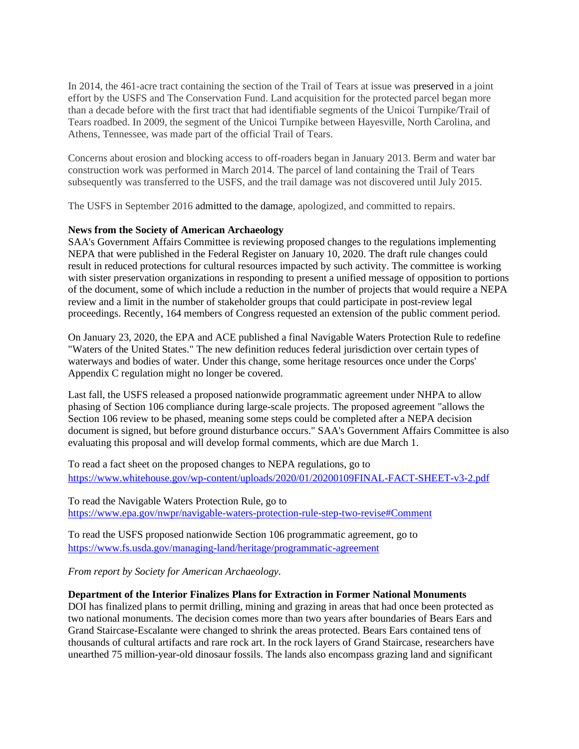In 2014, the 461-acre tract containing the section of the Trail of Tears at issue was preserved in a joint effort by the USFS and The Conservation Fund. Land acquisition for the protected parcel began more than a decade before with the first tract that had identifiable segments of the Unicoi Turnpike/Trail of Tears roadbed. In 2009, the segment of the Unicoi Turnpike between Hayesville, North Carolina, and Athens, Tennessee, was made part of the official Trail of Tears.

Concerns about erosion and blocking access to off-roaders began in January 2013. Berm and water bar construction work was performed in March 2014. The parcel of land containing the Trail of Tears subsequently was transferred to the USFS, and the trail damage was not discovered until July 2015.

The USFS in September 2016 admitted to the damage, apologized, and committed to repairs.

**News from the Society of American Archaeology**

SAA's Government Affairs Committee is reviewing proposed changes to the regulations implementing NEPA that were published in the Federal Register on January 10, 2020. The draft rule changes could result in reduced protections for cultural resources impacted by such activity. The committee is working with sister preservation organizations in responding to present a unified message of opposition to portions of the document, some of which include a reduction in the number of projects that would require a NEPA review and a limit in the number of stakeholder groups that could participate in post-review legal proceedings. Recently, 164 members of Congress requested an extension of the public comment period.

On January 23, 2020, the EPA and ACE published a final Navigable Waters Protection Rule to redefine "Waters of the United States." The new definition reduces federal jurisdiction over certain types of waterways and bodies of water. Under this change, some heritage resources once under the Corps' Appendix C regulation might no longer be covered.

Last fall, the USFS released a proposed nationwide programmatic agreement under NHPA to allow phasing of Section 106 compliance during large-scale projects. The proposed agreement "allows the Section 106 review to be phased, meaning some steps could be completed after a NEPA decision document is signed, but before ground disturbance occurs." SAA's Government Affairs Committee is also evaluating this proposal and will develop formal comments, which are due March 1.

To read a fact sheet on the proposed changes to NEPA regulations, go to https://www.whitehouse.gov/wp-content/uploads/2020/01/20200109FINAL-FACT-SHEET-v3-2.pdf

To read the Navigable Waters Protection Rule, go to https://www.epa.gov/nwpr/navigable-waters-protection-rule-step-two-revise#Comment

To read the USFS proposed nationwide Section 106 programmatic agreement, go to https://www.fs.usda.gov/managing-land/heritage/programmatic-agreement

*From report by Society for American Archaeology.*

**Department of the Interior Finalizes Plans for Extraction in Former National Monuments**

DOI has finalized plans to permit drilling, mining and grazing in areas that had once been protected as two national monuments. The decision comes more than two years after boundaries of Bears Ears and Grand Staircase-Escalante were changed to shrink the areas protected. Bears Ears contained tens of thousands of cultural artifacts and rare rock art. In the rock layers of Grand Staircase, researchers have unearthed 75 million-year-old dinosaur fossils. The lands also encompass grazing land and significant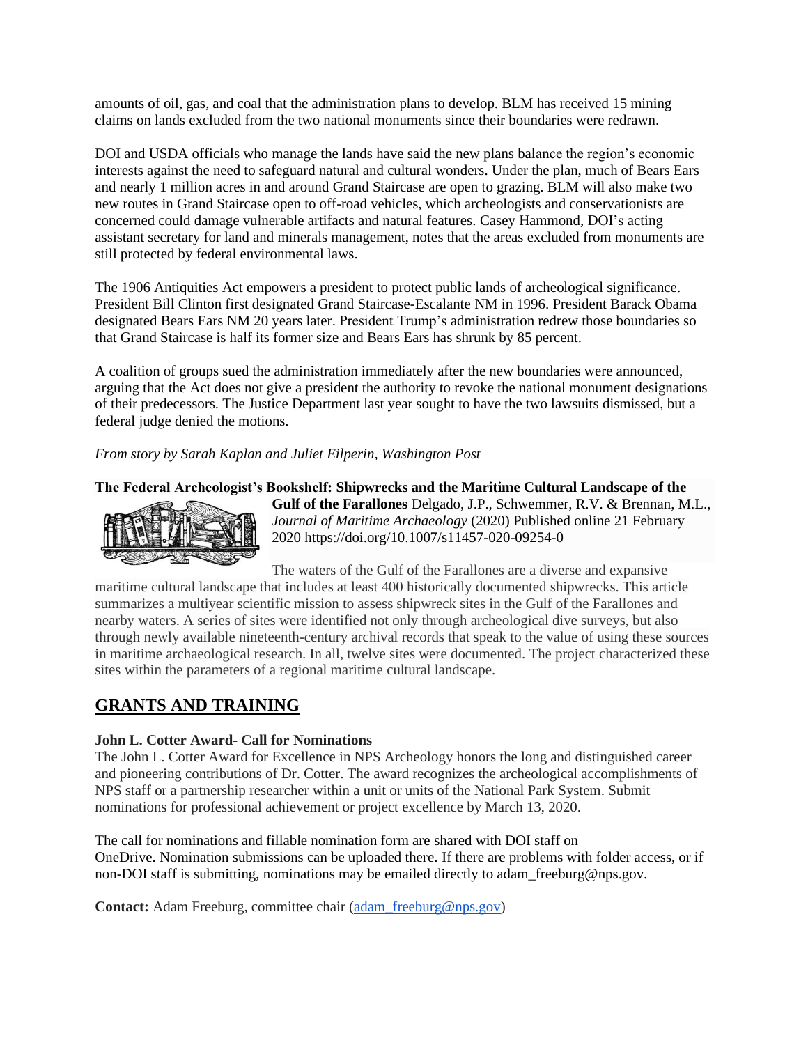amounts of oil, gas, and coal that the administration plans to develop. BLM has received 15 mining claims on lands excluded from the two national monuments since their boundaries were redrawn.

DOI and USDA officials who manage the lands have said the new plans balance the region's economic interests against the need to safeguard natural and cultural wonders. Under the plan, much of Bears Ears and nearly 1 million acres in and around Grand Staircase are open to grazing. BLM will also make two new routes in Grand Staircase open to off-road vehicles, which archeologists and conservationists are concerned could damage vulnerable artifacts and natural features. Casey Hammond, DOI's acting assistant secretary for land and minerals management, notes that the areas excluded from monuments are still protected by federal environmental laws.

The 1906 Antiquities Act empowers a president to protect public lands of archeological significance. President Bill Clinton first designated Grand Staircase-Escalante NM in 1996. President Barack Obama designated Bears Ears NM 20 years later. President Trump's administration redrew those boundaries so that Grand Staircase is half its former size and Bears Ears has shrunk by 85 percent.

A coalition of groups sued the administration immediately after the new boundaries were announced, arguing that the Act does not give a president the authority to revoke the national monument designations of their predecessors. The Justice Department last year sought to have the two lawsuits dismissed, but a federal judge denied the motions.

*From story by Sarah Kaplan and Juliet Eilperin, Washington Post*

**The Federal Archeologist's Bookshelf: Shipwrecks and the Maritime Cultural Landscape of the Gulf of the Farallones** Delgado, J.P., Schwemmer, R.V. & Brennan, M.L., *Journal of Maritime Archaeology* (2020) Published online 21 February 2020 https://doi.org/10.1007/s11457-020-09254-0

The waters of the Gulf of the Farallones are a diverse and expansive maritime cultural landscape that includes at least 400 historically documented shipwrecks. This article summarizes a multiyear scientific mission to assess shipwreck sites in the Gulf of the Farallones and nearby waters. A series of sites were identified not only through archeological dive surveys, but also through newly available nineteenth-century archival records that speak to the value of using these sources in maritime archaeological research. In all, twelve sites were documented. The project characterized these sites within the parameters of a regional maritime cultural landscape.

## GRANTS AND TRAINING

**John L. Cotter Award- Call for Nominations**

The John L. Cotter Award for Excellence in NPS Archeology honors the long and distinguished career and pioneering contributions of Dr. Cotter. The award recognizes the archeological accomplishments of NPS staff or a partnership researcher within a unit or units of the National Park System. Submit nominations for professional achievement or project excellence by March 13, 2020.

The call for nominations and fillable nomination form are shared with DOI staff on OneDrive. Nomination submissions can be uploaded there. If there are problems with folder access, or if non-DOI staff is submitting, nominations may be emailed directly to adam_freeburg@nps.gov.

**Contact:** Adam Freeburg, committee chair (adam_freeburg@nps.gov)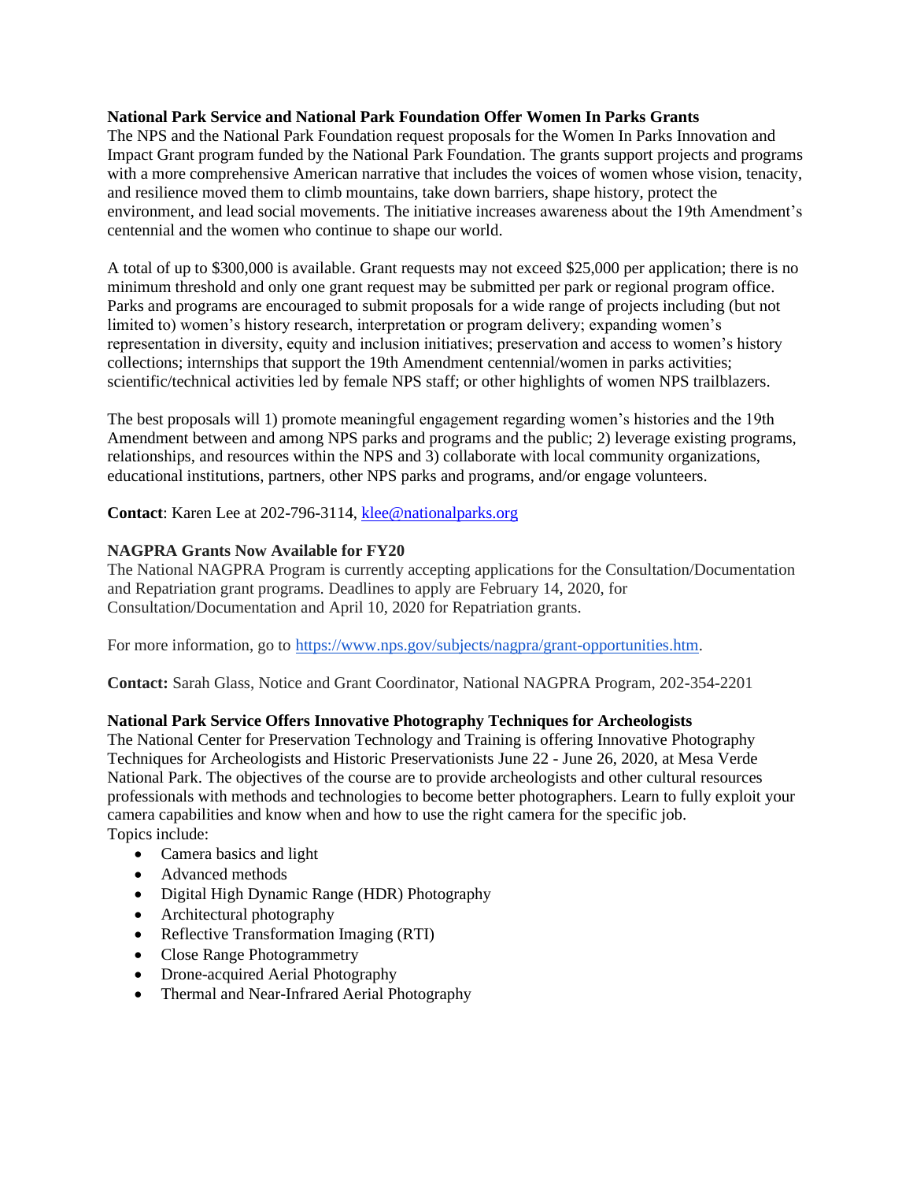**National Park Service and National Park Foundation Offer Women In Parks Grants**
The NPS and the National Park Foundation request proposals for the Women In Parks Innovation and Impact Grant program funded by the National Park Foundation. The grants support projects and programs with a more comprehensive American narrative that includes the voices of women whose vision, tenacity, and resilience moved them to climb mountains, take down barriers, shape history, protect the environment, and lead social movements. The initiative increases awareness about the 19th Amendment's centennial and the women who continue to shape our world.

A total of up to $300,000 is available. Grant requests may not exceed $25,000 per application; there is no minimum threshold and only one grant request may be submitted per park or regional program office. Parks and programs are encouraged to submit proposals for a wide range of projects including (but not limited to) women's history research, interpretation or program delivery; expanding women's representation in diversity, equity and inclusion initiatives; preservation and access to women's history collections; internships that support the 19th Amendment centennial/women in parks activities; scientific/technical activities led by female NPS staff; or other highlights of women NPS trailblazers.

The best proposals will 1) promote meaningful engagement regarding women's histories and the 19th Amendment between and among NPS parks and programs and the public; 2) leverage existing programs, relationships, and resources within the NPS and 3) collaborate with local community organizations, educational institutions, partners, other NPS parks and programs, and/or engage volunteers.

**Contact**: Karen Lee at 202-796-3114, klee@nationalparks.org

**NAGPRA Grants Now Available for FY20**
The National NAGPRA Program is currently accepting applications for the Consultation/Documentation and Repatriation grant programs. Deadlines to apply are February 14, 2020, for Consultation/Documentation and April 10, 2020 for Repatriation grants.

For more information, go to https://www.nps.gov/subjects/nagpra/grant-opportunities.htm.

**Contact:** Sarah Glass, Notice and Grant Coordinator, National NAGPRA Program, 202-354-2201

**National Park Service Offers Innovative Photography Techniques for Archeologists**
The National Center for Preservation Technology and Training is offering Innovative Photography Techniques for Archeologists and Historic Preservationists June 22 - June 26, 2020, at Mesa Verde National Park. The objectives of the course are to provide archeologists and other cultural resources professionals with methods and technologies to become better photographers. Learn to fully exploit your camera capabilities and know when and how to use the right camera for the specific job.
Topics include:

- Camera basics and light
- Advanced methods
- Digital High Dynamic Range (HDR) Photography
- Architectural photography
- Reflective Transformation Imaging (RTI)
- Close Range Photogrammetry
- Drone-acquired Aerial Photography
- Thermal and Near-Infrared Aerial Photography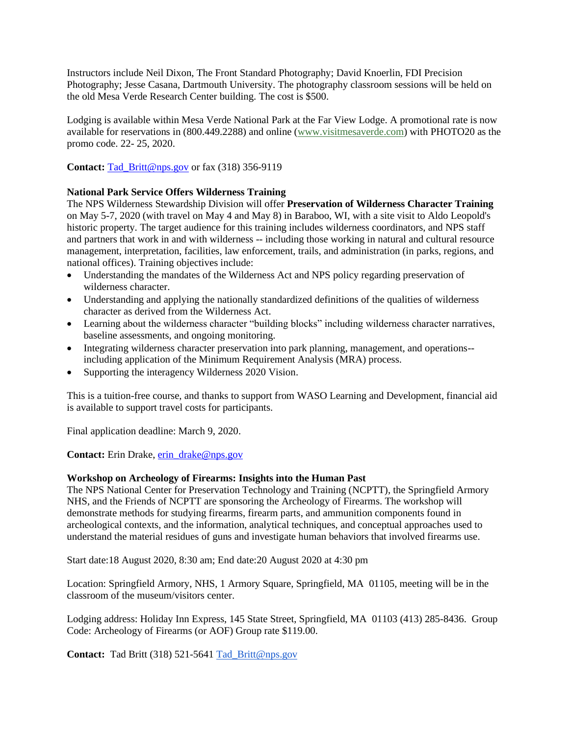Instructors include Neil Dixon, The Front Standard Photography; David Knoerlin, FDI Precision Photography; Jesse Casana, Dartmouth University. The photography classroom sessions will be held on the old Mesa Verde Research Center building. The cost is $500.

Lodging is available within Mesa Verde National Park at the Far View Lodge. A promotional rate is now available for reservations in (800.449.2288) and online (www.visitmesaverde.com) with PHOTO20 as the promo code. 22- 25, 2020.

**Contact:** Tad_Britt@nps.gov or fax (318) 356-9119

**National Park Service Offers Wilderness Training**

The NPS Wilderness Stewardship Division will offer **Preservation of Wilderness Character Training** on May 5-7, 2020 (with travel on May 4 and May 8) in Baraboo, WI, with a site visit to Aldo Leopold's historic property. The target audience for this training includes wilderness coordinators, and NPS staff and partners that work in and with wilderness -- including those working in natural and cultural resource management, interpretation, facilities, law enforcement, trails, and administration (in parks, regions, and national offices). Training objectives include:

- Understanding the mandates of the Wilderness Act and NPS policy regarding preservation of wilderness character.
- Understanding and applying the nationally standardized definitions of the qualities of wilderness character as derived from the Wilderness Act.
- Learning about the wilderness character "building blocks" including wilderness character narratives, baseline assessments, and ongoing monitoring.
- Integrating wilderness character preservation into park planning, management, and operations-- including application of the Minimum Requirement Analysis (MRA) process.
- Supporting the interagency Wilderness 2020 Vision.

This is a tuition-free course, and thanks to support from WASO Learning and Development, financial aid is available to support travel costs for participants.

Final application deadline: March 9, 2020.

**Contact:** Erin Drake, erin_drake@nps.gov

**Workshop on Archeology of Firearms: Insights into the Human Past**

The NPS National Center for Preservation Technology and Training (NCPTT), the Springfield Armory NHS, and the Friends of NCPTT are sponsoring the Archeology of Firearms. The workshop will demonstrate methods for studying firearms, firearm parts, and ammunition components found in archeological contexts, and the information, analytical techniques, and conceptual approaches used to understand the material residues of guns and investigate human behaviors that involved firearms use.

Start date:18 August 2020, 8:30 am; End date:20 August 2020 at 4:30 pm

Location: Springfield Armory, NHS, 1 Armory Square, Springfield, MA 01105, meeting will be in the classroom of the museum/visitors center.

Lodging address: Holiday Inn Express, 145 State Street, Springfield, MA 01103 (413) 285-8436. Group Code: Archeology of Firearms (or AOF) Group rate $119.00.

**Contact:** Tad Britt (318) 521-5641 Tad_Britt@nps.gov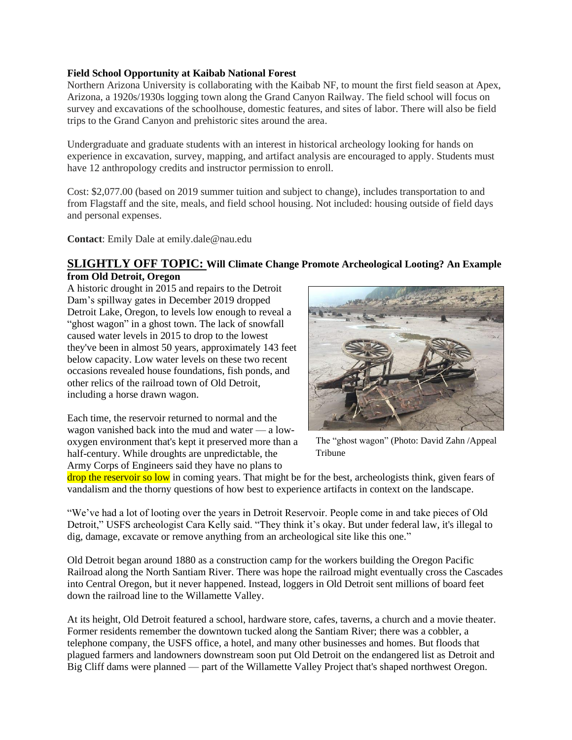**Field School Opportunity at Kaibab National Forest**

Northern Arizona University is collaborating with the Kaibab NF, to mount the first field season at Apex, Arizona, a 1920s/1930s logging town along the Grand Canyon Railway. The field school will focus on survey and excavations of the schoolhouse, domestic features, and sites of labor. There will also be field trips to the Grand Canyon and prehistoric sites around the area.

Undergraduate and graduate students with an interest in historical archeology looking for hands on experience in excavation, survey, mapping, and artifact analysis are encouraged to apply. Students must have 12 anthropology credits and instructor permission to enroll.

Cost: $2,077.00 (based on 2019 summer tuition and subject to change), includes transportation to and from Flagstaff and the site, meals, and field school housing. Not included: housing outside of field days and personal expenses.

**Contact**: Emily Dale at emily.dale@nau.edu

## SLIGHTLY OFF TOPIC: Will Climate Change Promote Archeological Looting? An Example from Old Detroit, Oregon

A historic drought in 2015 and repairs to the Detroit Dam's spillway gates in December 2019 dropped Detroit Lake, Oregon, to levels low enough to reveal a "ghost wagon" in a ghost town. The lack of snowfall caused water levels in 2015 to drop to the lowest they've been in almost 50 years, approximately 143 feet below capacity. Low water levels on these two recent occasions revealed house foundations, fish ponds, and other relics of the railroad town of Old Detroit, including a horse drawn wagon.

The "ghost wagon" (Photo: David Zahn /Appeal Tribune

Each time, the reservoir returned to normal and the wagon vanished back into the mud and water — a low-oxygen environment that's kept it preserved more than a half-century. While droughts are unpredictable, the Army Corps of Engineers said they have no plans to drop the reservoir so low in coming years. That might be for the best, archeologists think, given fears of vandalism and the thorny questions of how best to experience artifacts in context on the landscape.

"We've had a lot of looting over the years in Detroit Reservoir. People come in and take pieces of Old Detroit," USFS archeologist Cara Kelly said. "They think it's okay. But under federal law, it's illegal to dig, damage, excavate or remove anything from an archeological site like this one."

Old Detroit began around 1880 as a construction camp for the workers building the Oregon Pacific Railroad along the North Santiam River. There was hope the railroad might eventually cross the Cascades into Central Oregon, but it never happened. Instead, loggers in Old Detroit sent millions of board feet down the railroad line to the Willamette Valley.

At its height, Old Detroit featured a school, hardware store, cafes, taverns, a church and a movie theater. Former residents remember the downtown tucked along the Santiam River; there was a cobbler, a telephone company, the USFS office, a hotel, and many other businesses and homes. But floods that plagued farmers and landowners downstream soon put Old Detroit on the endangered list as Detroit and Big Cliff dams were planned — part of the Willamette Valley Project that's shaped northwest Oregon.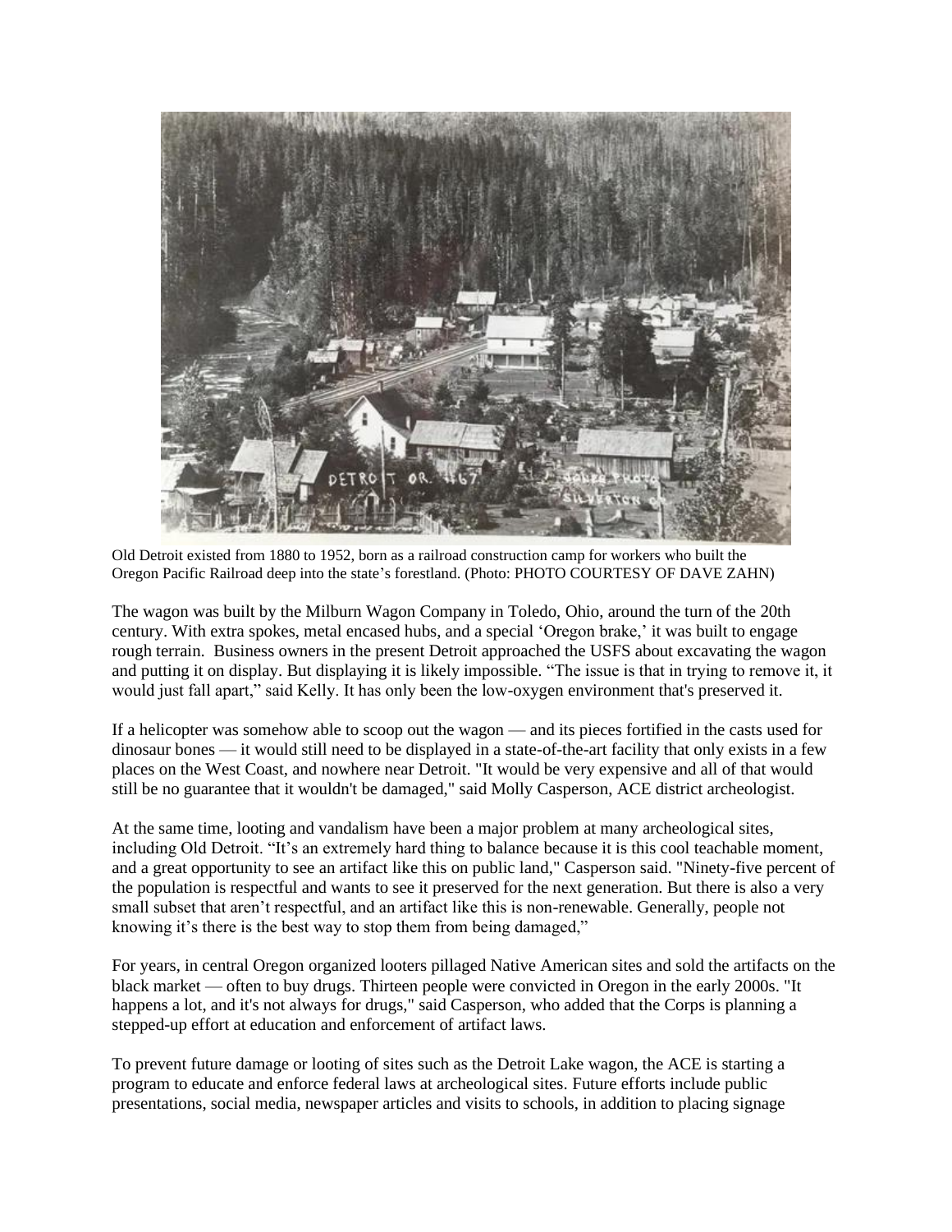Old Detroit existed from 1880 to 1952, born as a railroad construction camp for workers who built the Oregon Pacific Railroad deep into the state's forestland. (Photo: PHOTO COURTESY OF DAVE ZAHN)

The wagon was built by the Milburn Wagon Company in Toledo, Ohio, around the turn of the 20th century. With extra spokes, metal encased hubs, and a special 'Oregon brake,' it was built to engage rough terrain. Business owners in the present Detroit approached the USFS about excavating the wagon and putting it on display. But displaying it is likely impossible. "The issue is that in trying to remove it, it would just fall apart," said Kelly. It has only been the low-oxygen environment that's preserved it.

If a helicopter was somehow able to scoop out the wagon — and its pieces fortified in the casts used for dinosaur bones — it would still need to be displayed in a state-of-the-art facility that only exists in a few places on the West Coast, and nowhere near Detroit. "It would be very expensive and all of that would still be no guarantee that it wouldn't be damaged," said Molly Casperson, ACE district archeologist.

At the same time, looting and vandalism have been a major problem at many archeological sites, including Old Detroit. "It's an extremely hard thing to balance because it is this cool teachable moment, and a great opportunity to see an artifact like this on public land," Casperson said. "Ninety-five percent of the population is respectful and wants to see it preserved for the next generation. But there is also a very small subset that aren't respectful, and an artifact like this is non-renewable. Generally, people not knowing it's there is the best way to stop them from being damaged,"

For years, in central Oregon organized looters pillaged Native American sites and sold the artifacts on the black market — often to buy drugs. Thirteen people were convicted in Oregon in the early 2000s. "It happens a lot, and it's not always for drugs," said Casperson, who added that the Corps is planning a stepped-up effort at education and enforcement of artifact laws.

To prevent future damage or looting of sites such as the Detroit Lake wagon, the ACE is starting a program to educate and enforce federal laws at archeological sites. Future efforts include public presentations, social media, newspaper articles and visits to schools, in addition to placing signage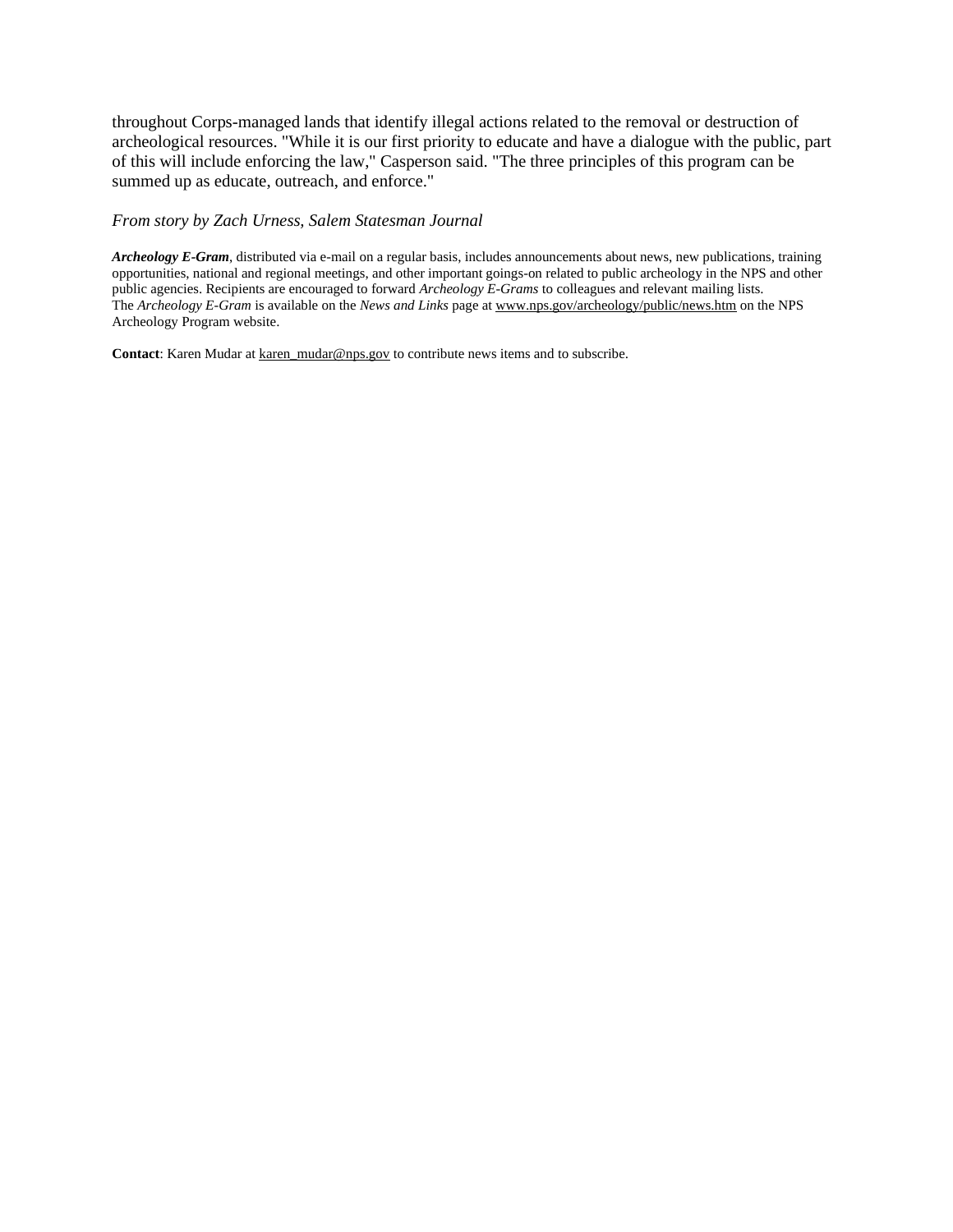throughout Corps-managed lands that identify illegal actions related to the removal or destruction of archeological resources. "While it is our first priority to educate and have a dialogue with the public, part of this will include enforcing the law," Casperson said. "The three principles of this program can be summed up as educate, outreach, and enforce."

*From story by Zach Urness, Salem Statesman Journal*

***Archeology E-Gram***, distributed via e-mail on a regular basis, includes announcements about news, new publications, training opportunities, national and regional meetings, and other important goings-on related to public archeology in the NPS and other public agencies. Recipients are encouraged to forward *Archeology E-Grams* to colleagues and relevant mailing lists.
The *Archeology E-Gram* is available on the *News and Links* page at www.nps.gov/archeology/public/news.htm on the NPS Archeology Program website.

**Contact**: Karen Mudar at karen_mudar@nps.gov to contribute news items and to subscribe.